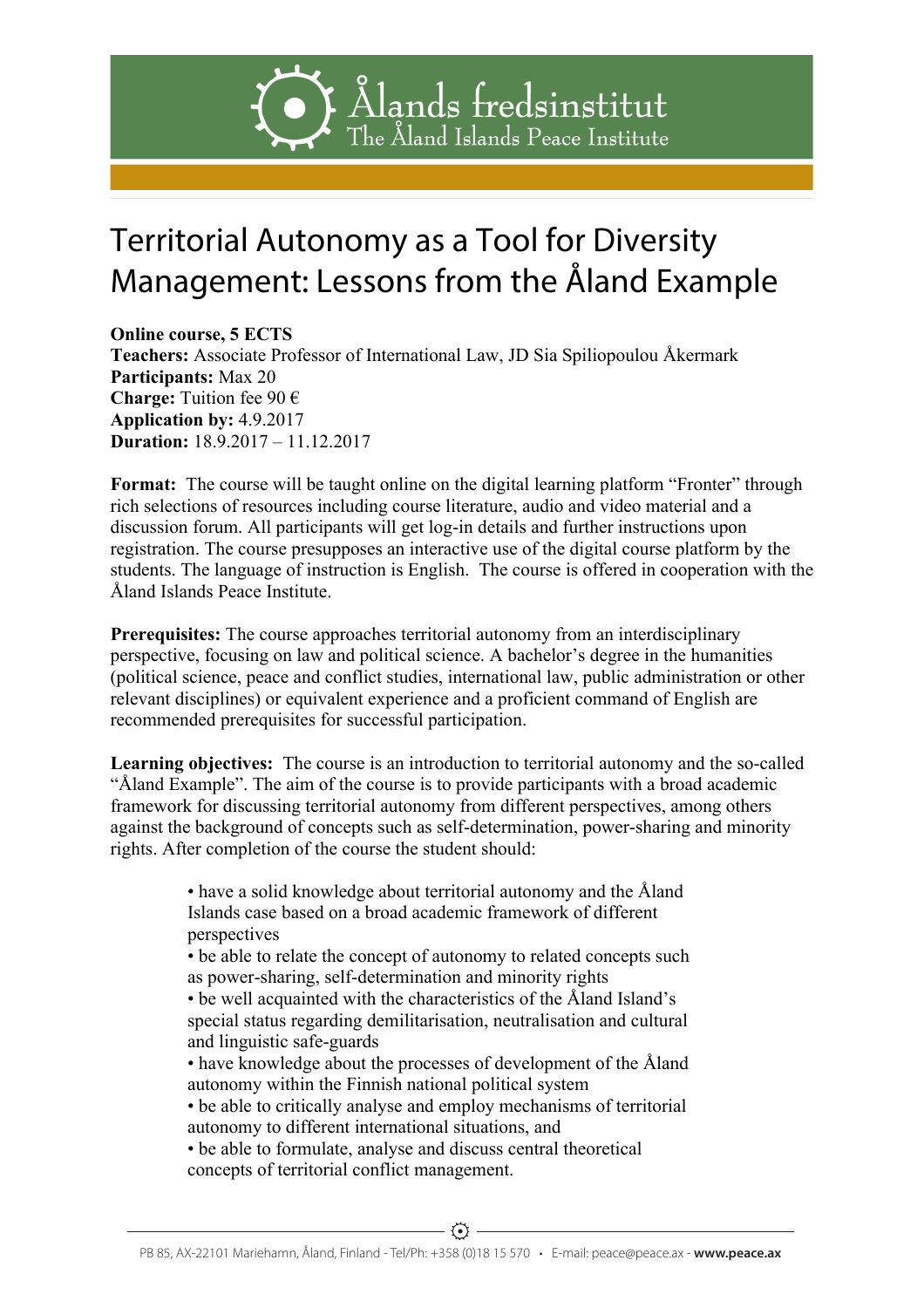Ålands fredsinstitut
The Åland Islands Peace Institute

# Territorial Autonomy as a Tool for Diversity Management: Lessons from the Åland Example

**Online course, 5 ECTS**
**Teachers:** Associate Professor of International Law, JD Sia Spiliopoulou Åkermark
**Participants:** Max 20
**Charge:** Tuition fee 90 €
**Application by:** 4.9.2017
**Duration:** 18.9.2017 – 11.12.2017

**Format:** The course will be taught online on the digital learning platform "Fronter" through rich selections of resources including course literature, audio and video material and a discussion forum. All participants will get log-in details and further instructions upon registration. The course presupposes an interactive use of the digital course platform by the students. The language of instruction is English. The course is offered in cooperation with the Åland Islands Peace Institute.

**Prerequisites:** The course approaches territorial autonomy from an interdisciplinary perspective, focusing on law and political science. A bachelor's degree in the humanities (political science, peace and conflict studies, international law, public administration or other relevant disciplines) or equivalent experience and a proficient command of English are recommended prerequisites for successful participation.

**Learning objectives:** The course is an introduction to territorial autonomy and the so-called "Åland Example". The aim of the course is to provide participants with a broad academic framework for discussing territorial autonomy from different perspectives, among others against the background of concepts such as self-determination, power-sharing and minority rights. After completion of the course the student should:

- have a solid knowledge about territorial autonomy and the Åland Islands case based on a broad academic framework of different perspectives
- be able to relate the concept of autonomy to related concepts such as power-sharing, self-determination and minority rights
- be well acquainted with the characteristics of the Åland Island's special status regarding demilitarisation, neutralisation and cultural and linguistic safe-guards
- have knowledge about the processes of development of the Åland autonomy within the Finnish national political system
- be able to critically analyse and employ mechanisms of territorial autonomy to different international situations, and
- be able to formulate, analyse and discuss central theoretical concepts of territorial conflict management.

PB 85, AX-22101 Mariehamn, Åland, Finland - Tel/Ph: +358 (0)18 15 570 • E-mail: peace@peace.ax - **www.peace.ax**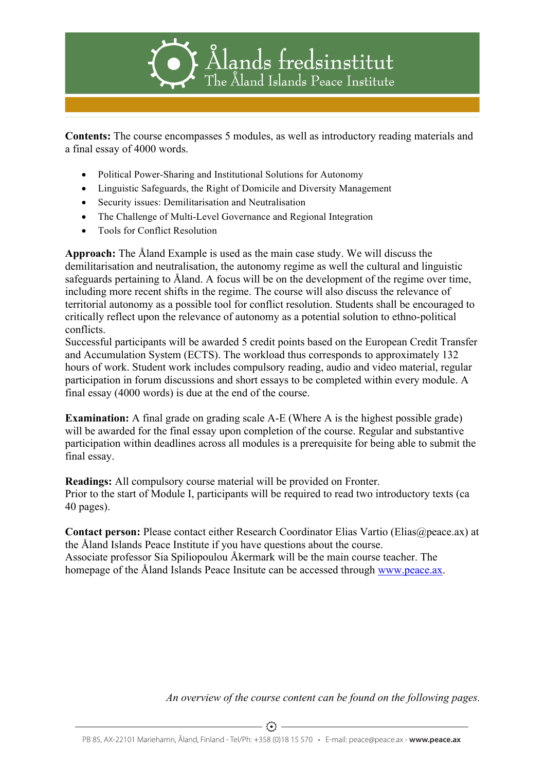**Contents:** The course encompasses 5 modules, as well as introductory reading materials and a final essay of 4000 words.

- Political Power-Sharing and Institutional Solutions for Autonomy
- Linguistic Safeguards, the Right of Domicile and Diversity Management
- Security issues: Demilitarisation and Neutralisation
- The Challenge of Multi-Level Governance and Regional Integration
- Tools for Conflict Resolution

**Approach:** The Åland Example is used as the main case study. We will discuss the demilitarisation and neutralisation, the autonomy regime as well the cultural and linguistic safeguards pertaining to Åland. A focus will be on the development of the regime over time, including more recent shifts in the regime. The course will also discuss the relevance of territorial autonomy as a possible tool for conflict resolution. Students shall be encouraged to critically reflect upon the relevance of autonomy as a potential solution to ethno-political conflicts.
Successful participants will be awarded 5 credit points based on the European Credit Transfer and Accumulation System (ECTS). The workload thus corresponds to approximately 132 hours of work. Student work includes compulsory reading, audio and video material, regular participation in forum discussions and short essays to be completed within every module. A final essay (4000 words) is due at the end of the course.

**Examination:** A final grade on grading scale A-E (Where A is the highest possible grade) will be awarded for the final essay upon completion of the course. Regular and substantive participation within deadlines across all modules is a prerequisite for being able to submit the final essay.

**Readings:** All compulsory course material will be provided on Fronter.
Prior to the start of Module I, participants will be required to read two introductory texts (ca 40 pages).

**Contact person:** Please contact either Research Coordinator Elias Vartio (Elias@peace.ax) at the Åland Islands Peace Institute if you have questions about the course.
Associate professor Sia Spiliopoulou Åkermark will be the main course teacher. The homepage of the Åland Islands Peace Insitute can be accessed through [www.peace.ax](http://www.peace.ax).

*An overview of the course content can be found on the following pages.*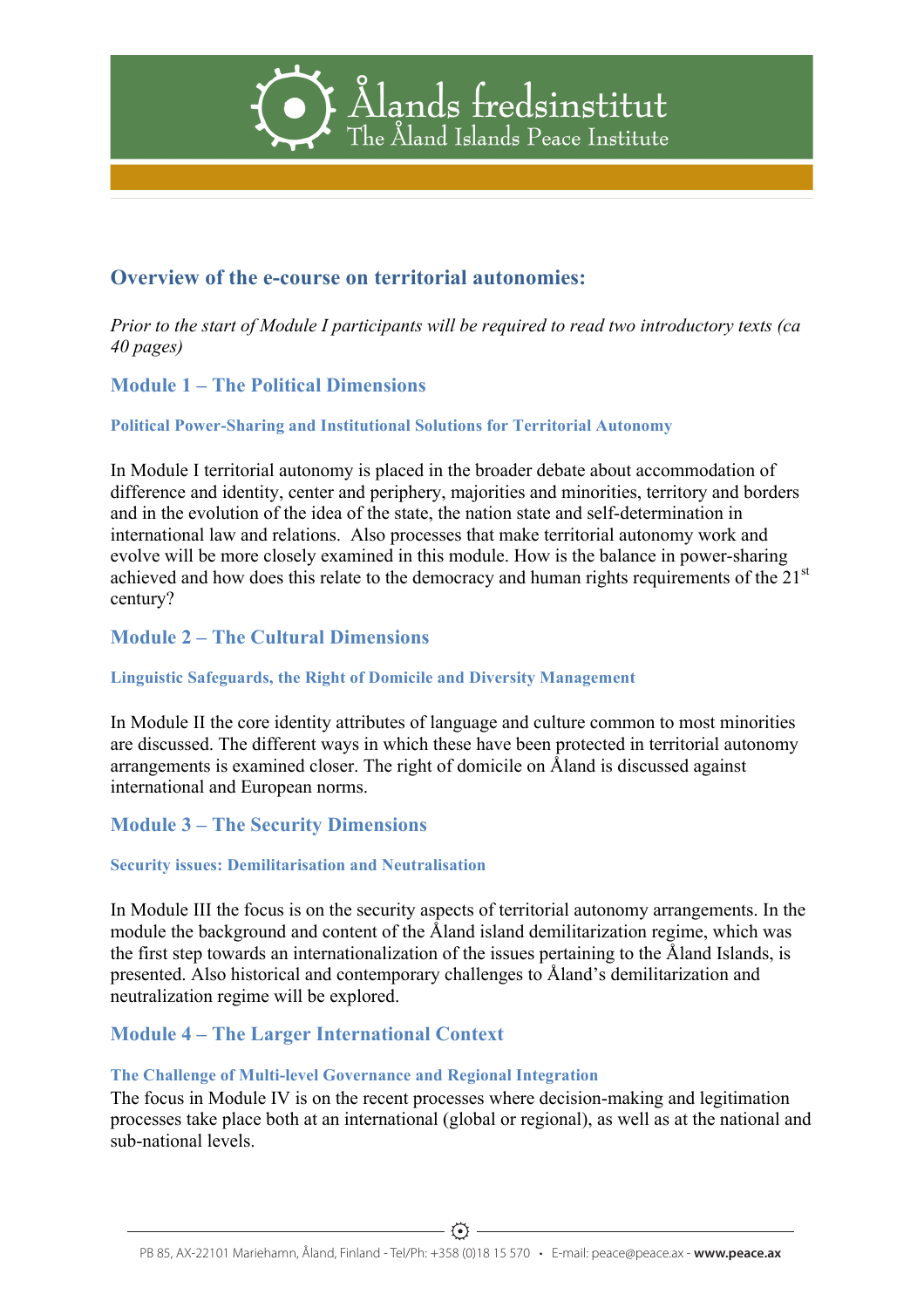## Overview of the e-course on territorial autonomies:

*Prior to the start of Module I participants will be required to read two introductory texts (ca 40 pages)*

### Module 1 – The Political Dimensions

#### Political Power-Sharing and Institutional Solutions for Territorial Autonomy

In Module I territorial autonomy is placed in the broader debate about accommodation of difference and identity, center and periphery, majorities and minorities, territory and borders and in the evolution of the idea of the state, the nation state and self-determination in international law and relations. Also processes that make territorial autonomy work and evolve will be more closely examined in this module. How is the balance in power-sharing achieved and how does this relate to the democracy and human rights requirements of the 21st century?

### Module 2 – The Cultural Dimensions

#### Linguistic Safeguards, the Right of Domicile and Diversity Management

In Module II the core identity attributes of language and culture common to most minorities are discussed. The different ways in which these have been protected in territorial autonomy arrangements is examined closer. The right of domicile on Åland is discussed against international and European norms.

### Module 3 – The Security Dimensions

#### Security issues: Demilitarisation and Neutralisation

In Module III the focus is on the security aspects of territorial autonomy arrangements. In the module the background and content of the Åland island demilitarization regime, which was the first step towards an internationalization of the issues pertaining to the Åland Islands, is presented. Also historical and contemporary challenges to Åland's demilitarization and neutralization regime will be explored.

### Module 4 – The Larger International Context

#### The Challenge of Multi-level Governance and Regional Integration

The focus in Module IV is on the recent processes where decision-making and legitimation processes take place both at an international (global or regional), as well as at the national and sub-national levels.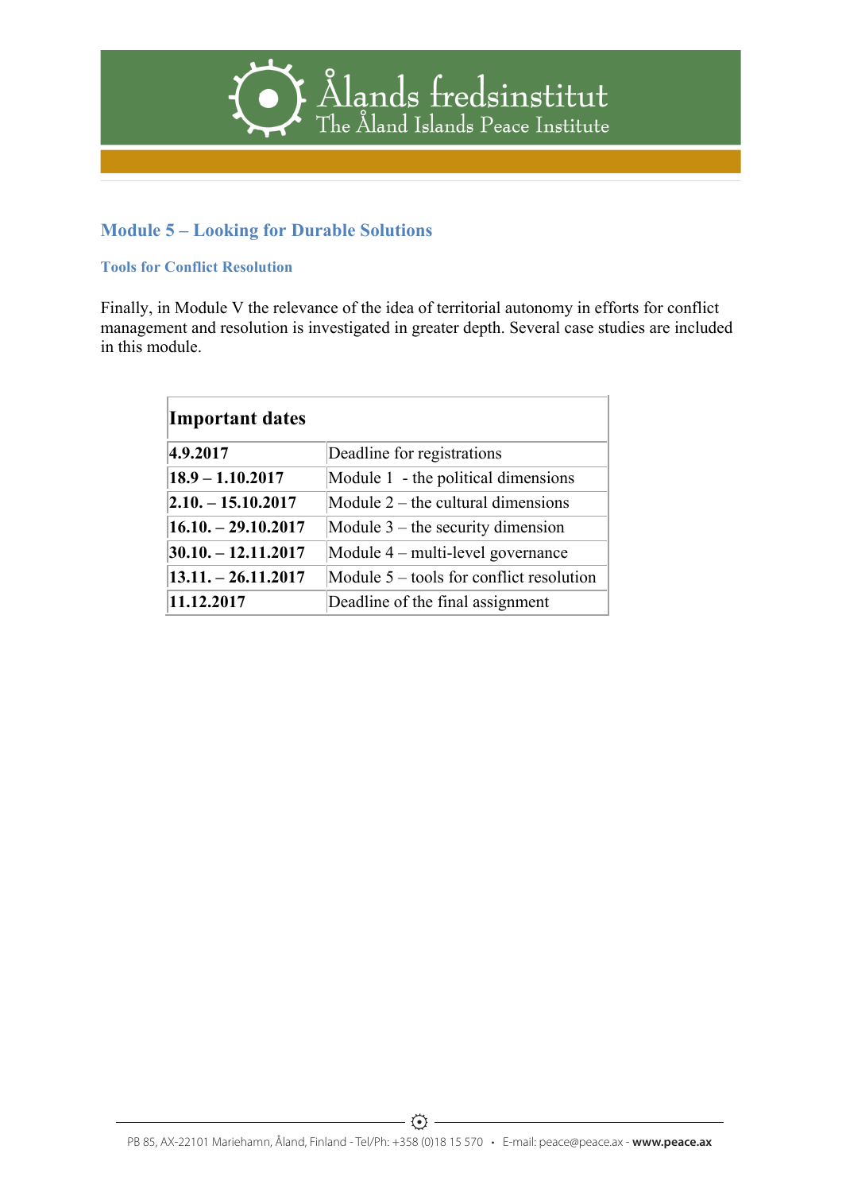## Module 5 – Looking for Durable Solutions

### Tools for Conflict Resolution

Finally, in Module V the relevance of the idea of territorial autonomy in efforts for conflict management and resolution is investigated in greater depth. Several case studies are included in this module.

| **Important dates** | |
|---|---|
| **4.9.2017** | Deadline for registrations |
| **18.9 – 1.10.2017** | Module 1 - the political dimensions |
| **2.10. – 15.10.2017** | Module 2 – the cultural dimensions |
| **16.10. – 29.10.2017** | Module 3 – the security dimension |
| **30.10. – 12.11.2017** | Module 4 – multi-level governance |
| **13.11. – 26.11.2017** | Module 5 – tools for conflict resolution |
| **11.12.2017** | Deadline of the final assignment |